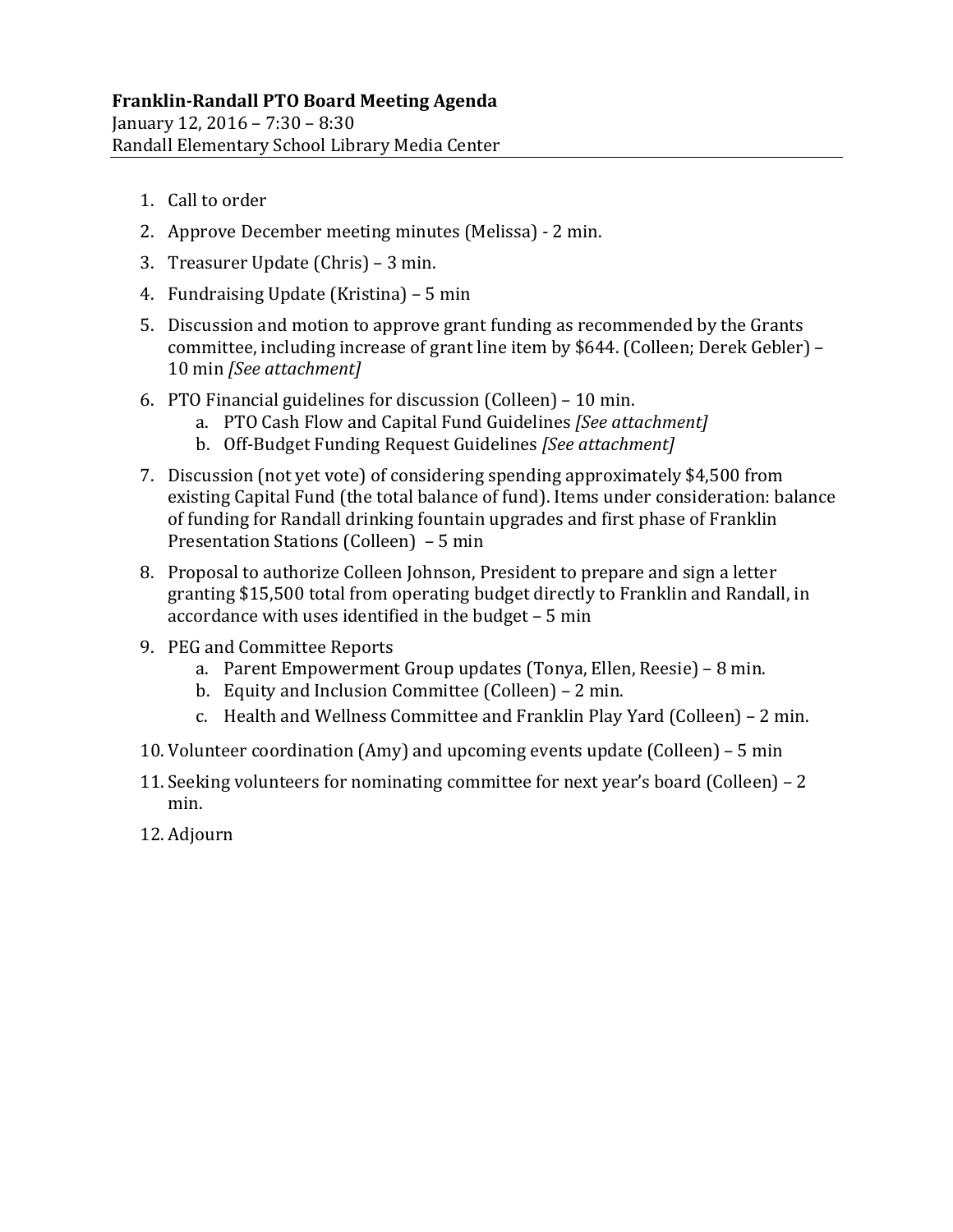**Franklin-Randall PTO Board Meeting Agenda**
January 12, 2016 – 7:30 – 8:30
Randall Elementary School Library Media Center

---

1. Call to order
2. Approve December meeting minutes (Melissa) - 2 min.
3. Treasurer Update (Chris) – 3 min.
4. Fundraising Update (Kristina) – 5 min
5. Discussion and motion to approve grant funding as recommended by the Grants committee, including increase of grant line item by $644. (Colleen; Derek Gebler) – 10 min *[See attachment]*
6. PTO Financial guidelines for discussion (Colleen) – 10 min.
   a. PTO Cash Flow and Capital Fund Guidelines *[See attachment]*
   b. Off-Budget Funding Request Guidelines *[See attachment]*
7. Discussion (not yet vote) of considering spending approximately $4,500 from existing Capital Fund (the total balance of fund). Items under consideration: balance of funding for Randall drinking fountain upgrades and first phase of Franklin Presentation Stations (Colleen) – 5 min
8. Proposal to authorize Colleen Johnson, President to prepare and sign a letter granting $15,500 total from operating budget directly to Franklin and Randall, in accordance with uses identified in the budget – 5 min
9. PEG and Committee Reports
   a. Parent Empowerment Group updates (Tonya, Ellen, Reesie) – 8 min.
   b. Equity and Inclusion Committee (Colleen) – 2 min.
   c. Health and Wellness Committee and Franklin Play Yard (Colleen) – 2 min.
10. Volunteer coordination (Amy) and upcoming events update (Colleen) – 5 min
11. Seeking volunteers for nominating committee for next year's board (Colleen) – 2 min.
12. Adjourn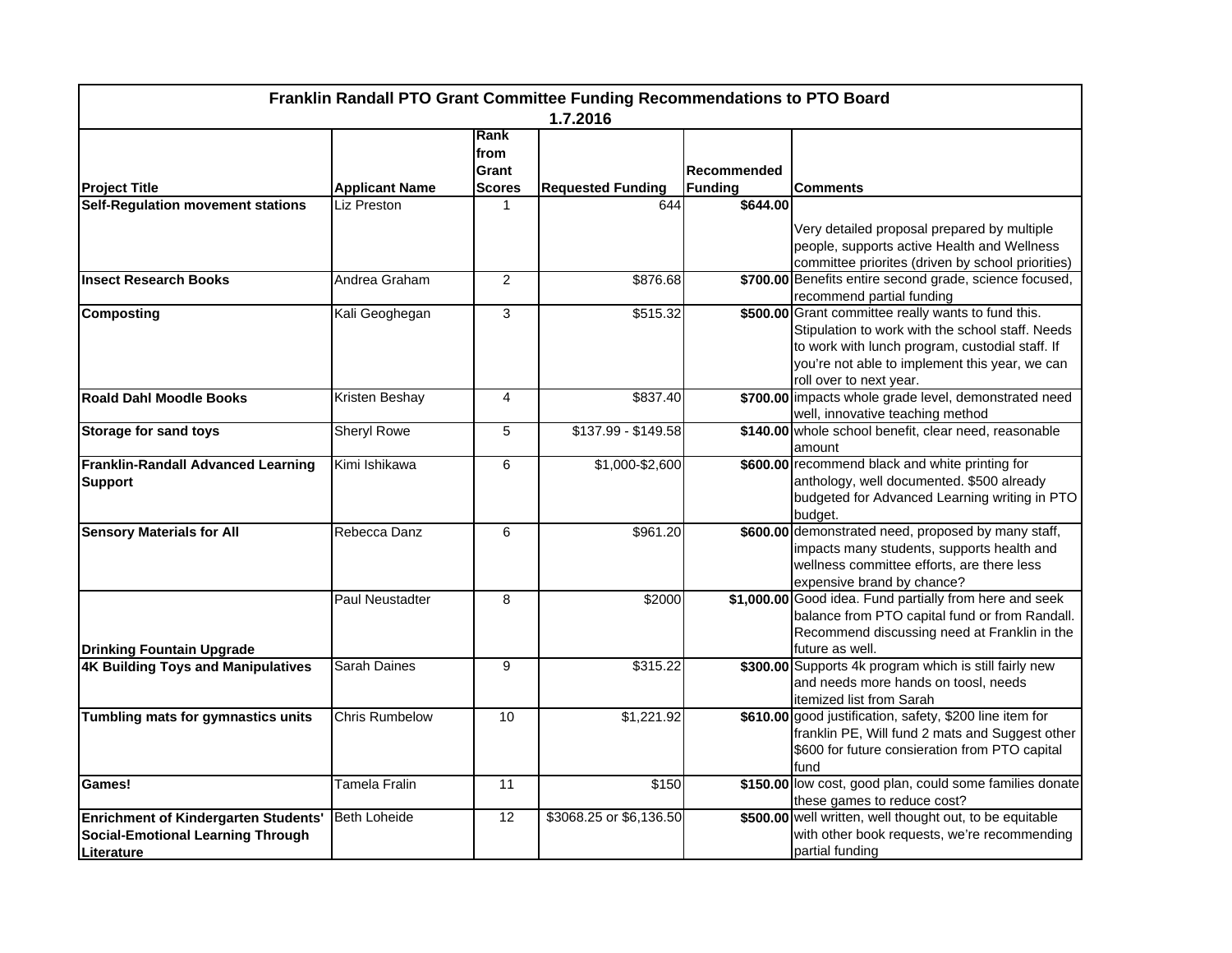| **Franklin Randall PTO Grant Committee Funding Recommendations to PTO Board 1.7.2016** | | | | | |
|---|---|---|---|---|---|
| **Project Title** | **Applicant Name** | **Rank from Grant Scores** | **Requested Funding** | **Recommended Funding** | **Comments** |
| **Self-Regulation movement stations** | Liz Preston | 1 | 644 | **$644.00** | Very detailed proposal prepared by multiple people, supports active Health and Wellness committee priorites (driven by school priorities) |
| **Insect Research Books** | Andrea Graham | 2 | $876.68 | **$700.00** | Benefits entire second grade, science focused, recommend partial funding |
| **Composting** | Kali Geoghegan | 3 | $515.32 | **$500.00** | Grant committee really wants to fund this. Stipulation to work with the school staff. Needs to work with lunch program, custodial staff. If you're not able to implement this year, we can roll over to next year. |
| **Roald Dahl Moodle Books** | Kristen Beshay | 4 | $837.40 | **$700.00** | impacts whole grade level, demonstrated need well, innovative teaching method |
| **Storage for sand toys** | Sheryl Rowe | 5 | $137.99 - $149.58 | **$140.00** | whole school benefit, clear need, reasonable amount |
| **Franklin-Randall Advanced Learning Support** | Kimi Ishikawa | 6 | $1,000-$2,600 | **$600.00** | recommend black and white printing for anthology, well documented. $500 already budgeted for Advanced Learning writing in PTO budget. |
| **Sensory Materials for All** | Rebecca Danz | 6 | $961.20 | **$600.00** | demonstrated need, proposed by many staff, impacts many students, supports health and wellness committee efforts, are there less expensive brand by chance? |
| **Drinking Fountain Upgrade** | Paul Neustadter | 8 | $2000 | **$1,000.00** | Good idea. Fund partially from here and seek balance from PTO capital fund or from Randall. Recommend discussing need at Franklin in the future as well. |
| **4K Building Toys and Manipulatives** | Sarah Daines | 9 | $315.22 | **$300.00** | Supports 4k program which is still fairly new and needs more hands on toosl, needs itemized list from Sarah |
| **Tumbling mats for gymnastics units** | Chris Rumbelow | 10 | $1,221.92 | **$610.00** | good justification, safety, $200 line item for franklin PE, Will fund 2 mats and Suggest other $600 for future consieration from PTO capital fund |
| **Games!** | Tamela Fralin | 11 | $150 | **$150.00** | low cost, good plan, could some families donate these games to reduce cost? |
| **Enrichment of Kindergarten Students' Social-Emotional Learning Through Literature** | Beth Loheide | 12 | $3068.25 or $6,136.50 | **$500.00** | well written, well thought out, to be equitable with other book requests, we're recommending partial funding |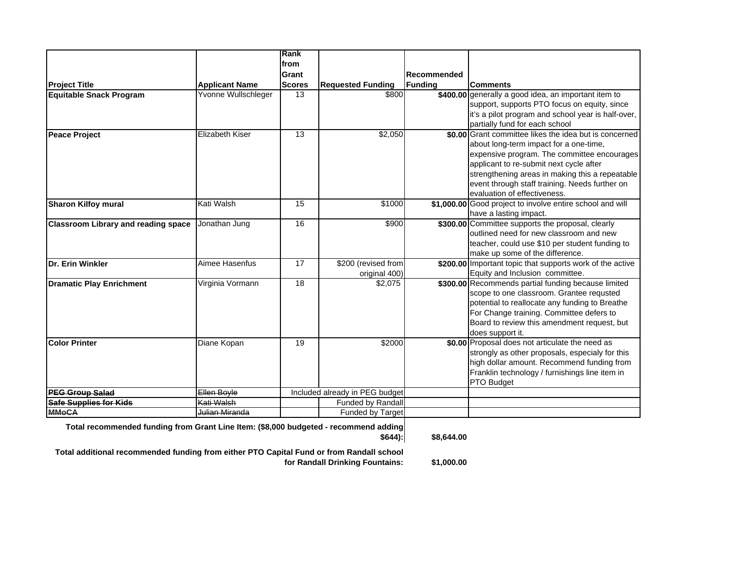| Project Title | Applicant Name | Rank from Grant Scores | Requested Funding | Recommended Funding | Comments |
|---|---|---|---|---|---|
| **Equitable Snack Program** | Yvonne Wullschleger | 13 | $800 | **$400.00** | generally a good idea, an important item to support, supports PTO focus on equity, since it's a pilot program and school year is half-over, partially fund for each school |
| **Peace Project** | Elizabeth Kiser | 13 | $2,050 | **$0.00** | Grant committee likes the idea but is concerned about long-term impact for a one-time, expensive program. The committee encourages applicant to re-submit next cycle after strengthening areas in making this a repeatable event through staff training. Needs further on evaluation of effectiveness. |
| **Sharon Kilfoy mural** | Kati Walsh | 15 | $1000 | **$1,000.00** | Good project to involve entire school and will have a lasting impact. |
| **Classroom Library and reading space** | Jonathan Jung | 16 | $900 | **$300.00** | Committee supports the proposal, clearly outlined need for new classroom and new teacher, could use $10 per student funding to make up some of the difference. |
| **Dr. Erin Winkler** | Aimee Hasenfus | 17 | $200 (revised from original 400) | **$200.00** | Important topic that supports work of the active Equity and Inclusion committee. |
| **Dramatic Play Enrichment** | Virginia Vormann | 18 | $2,075 | **$300.00** | Recommends partial funding because limited scope to one classroom. Grantee requsted potential to reallocate any funding to Breathe For Change training. Committee defers to Board to review this amendment request, but does support it. |
| **Color Printer** | Diane Kopan | 19 | $2000 | **$0.00** | Proposal does not articulate the need as strongly as other proposals, especialy for this high dollar amount. Recommend funding from Franklin technology / furnishings line item in PTO Budget |
| ~~**PEG Group Salad**~~ | ~~Ellen Boyle~~ | Included already in PEG budget | | | |
| ~~**Safe Supplies for Kids**~~ | ~~Kati Walsh~~ | | Funded by Randall | | |
| ~~**MMoCA**~~ | ~~Julian Miranda~~ | | Funded by Target | | |

**Total recommended funding from Grant Line Item: ($8,000 budgeted - recommend adding $644):** **$8,644.00**

**Total additional recommended funding from either PTO Capital Fund or from Randall school for Randall Drinking Fountains:** **$1,000.00**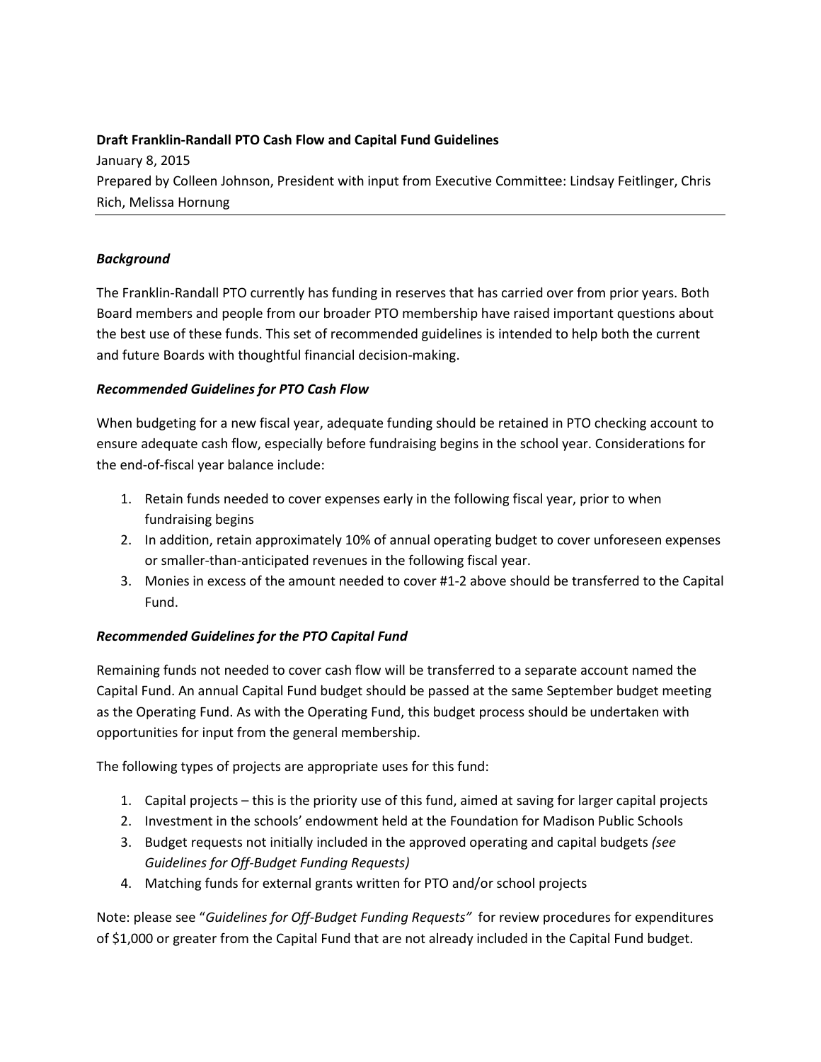**Draft Franklin-Randall PTO Cash Flow and Capital Fund Guidelines**

January 8, 2015

Prepared by Colleen Johnson, President with input from Executive Committee: Lindsay Feitlinger, Chris Rich, Melissa Hornung

---

***Background***

The Franklin-Randall PTO currently has funding in reserves that has carried over from prior years. Both Board members and people from our broader PTO membership have raised important questions about the best use of these funds. This set of recommended guidelines is intended to help both the current and future Boards with thoughtful financial decision-making.

***Recommended Guidelines for PTO Cash Flow***

When budgeting for a new fiscal year, adequate funding should be retained in PTO checking account to ensure adequate cash flow, especially before fundraising begins in the school year. Considerations for the end-of-fiscal year balance include:

1. Retain funds needed to cover expenses early in the following fiscal year, prior to when fundraising begins
2. In addition, retain approximately 10% of annual operating budget to cover unforeseen expenses or smaller-than-anticipated revenues in the following fiscal year.
3. Monies in excess of the amount needed to cover #1-2 above should be transferred to the Capital Fund.

***Recommended Guidelines for the PTO Capital Fund***

Remaining funds not needed to cover cash flow will be transferred to a separate account named the Capital Fund. An annual Capital Fund budget should be passed at the same September budget meeting as the Operating Fund. As with the Operating Fund, this budget process should be undertaken with opportunities for input from the general membership.

The following types of projects are appropriate uses for this fund:

1. Capital projects – this is the priority use of this fund, aimed at saving for larger capital projects
2. Investment in the schools' endowment held at the Foundation for Madison Public Schools
3. Budget requests not initially included in the approved operating and capital budgets *(see Guidelines for Off-Budget Funding Requests)*
4. Matching funds for external grants written for PTO and/or school projects

Note: please see "*Guidelines for Off-Budget Funding Requests"* for review procedures for expenditures of $1,000 or greater from the Capital Fund that are not already included in the Capital Fund budget.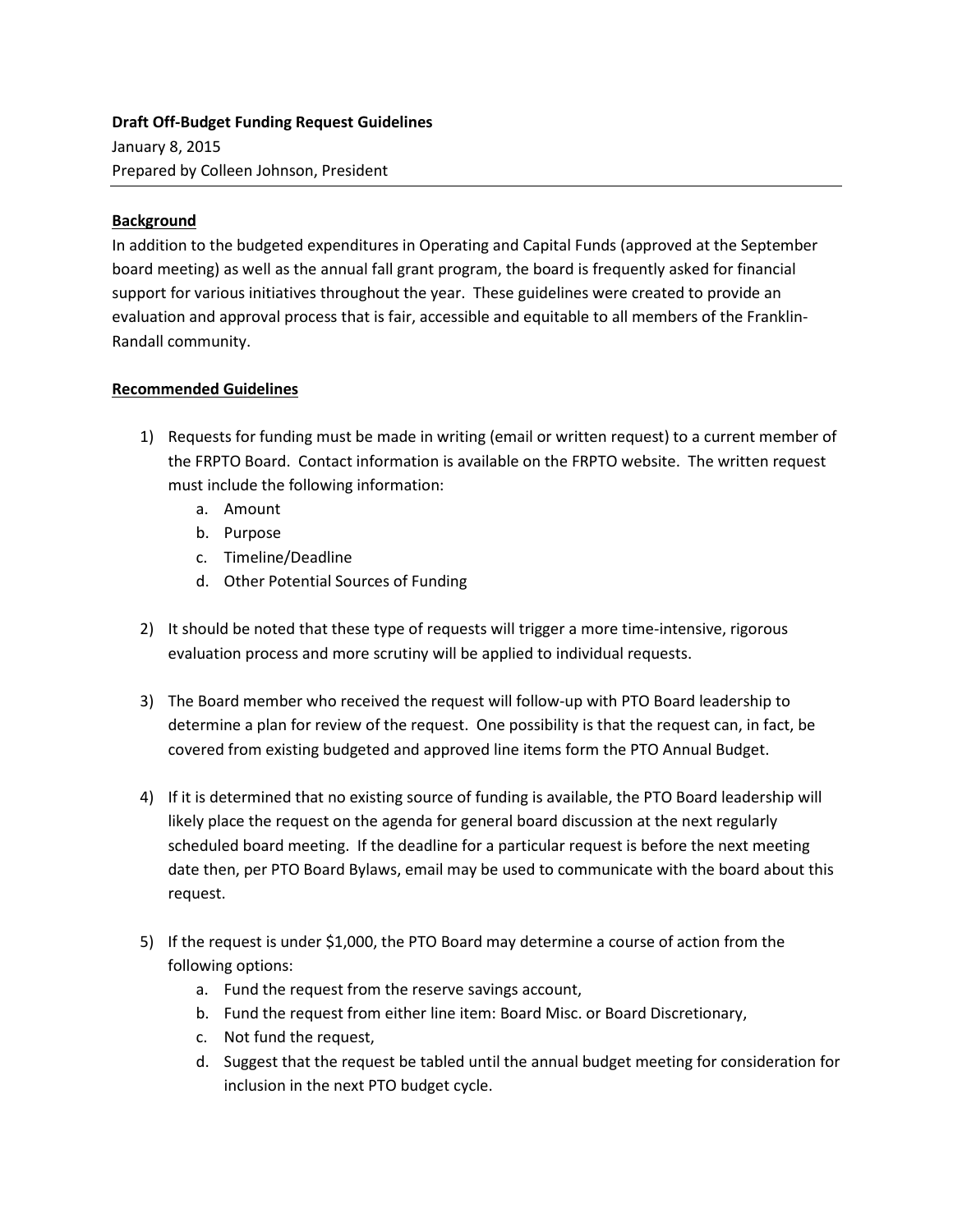**Draft Off-Budget Funding Request Guidelines**
January 8, 2015
Prepared by Colleen Johnson, President

---

**Background**

In addition to the budgeted expenditures in Operating and Capital Funds (approved at the September board meeting) as well as the annual fall grant program, the board is frequently asked for financial support for various initiatives throughout the year. These guidelines were created to provide an evaluation and approval process that is fair, accessible and equitable to all members of the Franklin-Randall community.

**Recommended Guidelines**

1) Requests for funding must be made in writing (email or written request) to a current member of the FRPTO Board. Contact information is available on the FRPTO website. The written request must include the following information:
    a. Amount
    b. Purpose
    c. Timeline/Deadline
    d. Other Potential Sources of Funding

2) It should be noted that these type of requests will trigger a more time-intensive, rigorous evaluation process and more scrutiny will be applied to individual requests.

3) The Board member who received the request will follow-up with PTO Board leadership to determine a plan for review of the request. One possibility is that the request can, in fact, be covered from existing budgeted and approved line items form the PTO Annual Budget.

4) If it is determined that no existing source of funding is available, the PTO Board leadership will likely place the request on the agenda for general board discussion at the next regularly scheduled board meeting. If the deadline for a particular request is before the next meeting date then, per PTO Board Bylaws, email may be used to communicate with the board about this request.

5) If the request is under $1,000, the PTO Board may determine a course of action from the following options:
    a. Fund the request from the reserve savings account,
    b. Fund the request from either line item: Board Misc. or Board Discretionary,
    c. Not fund the request,
    d. Suggest that the request be tabled until the annual budget meeting for consideration for inclusion in the next PTO budget cycle.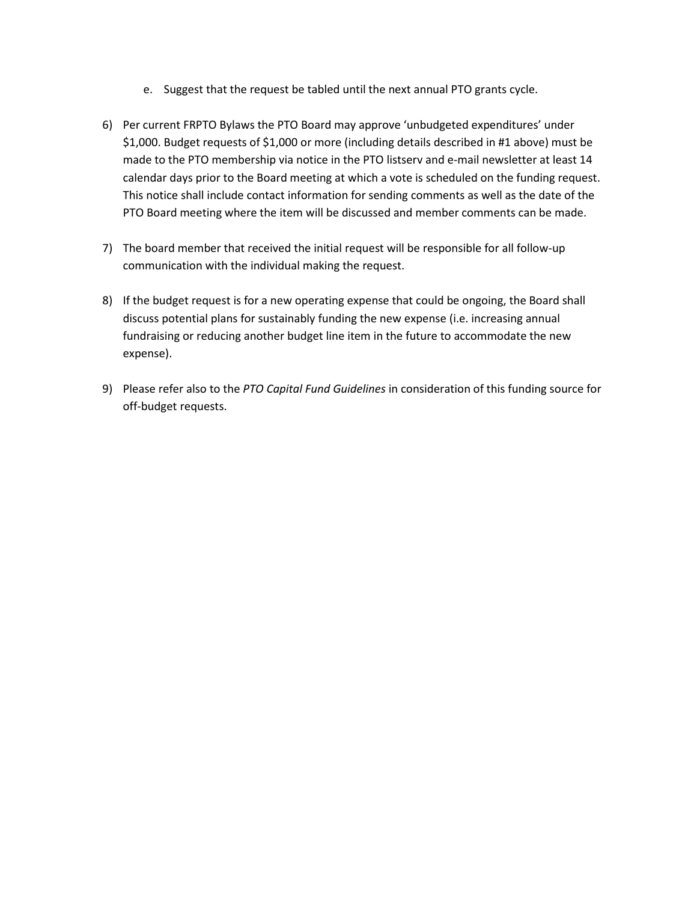e. Suggest that the request be tabled until the next annual PTO grants cycle.

6) Per current FRPTO Bylaws the PTO Board may approve 'unbudgeted expenditures' under $1,000. Budget requests of $1,000 or more (including details described in #1 above) must be made to the PTO membership via notice in the PTO listserv and e-mail newsletter at least 14 calendar days prior to the Board meeting at which a vote is scheduled on the funding request. This notice shall include contact information for sending comments as well as the date of the PTO Board meeting where the item will be discussed and member comments can be made.

7) The board member that received the initial request will be responsible for all follow-up communication with the individual making the request.

8) If the budget request is for a new operating expense that could be ongoing, the Board shall discuss potential plans for sustainably funding the new expense (i.e. increasing annual fundraising or reducing another budget line item in the future to accommodate the new expense).

9) Please refer also to the *PTO Capital Fund Guidelines* in consideration of this funding source for off-budget requests.